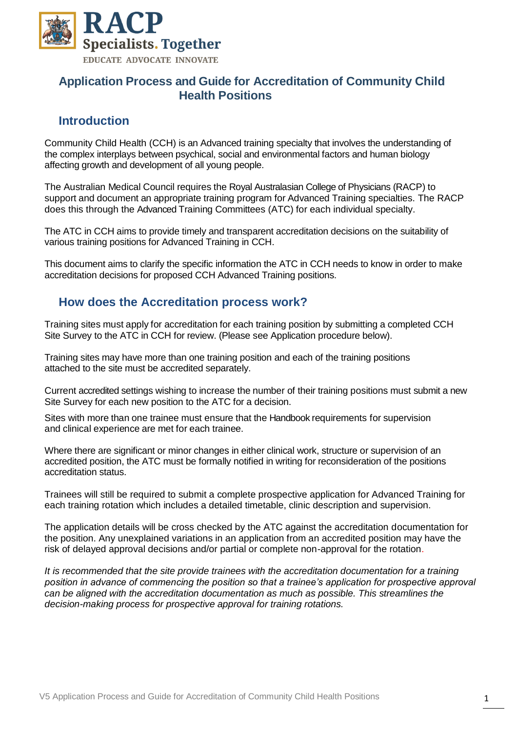RACP
Specialists. Together
EDUCATE ADVOCATE INNOVATE

# Application Process and Guide for Accreditation of Community Child Health Positions

## Introduction

Community Child Health (CCH) is an Advanced training specialty that involves the understanding of the complex interplays between psychical, social and environmental factors and human biology affecting growth and development of all young people.

The Australian Medical Council requires the Royal Australasian College of Physicians (RACP) to support and document an appropriate training program for Advanced Training specialties. The RACP does this through the Advanced Training Committees (ATC) for each individual specialty.

The ATC in CCH aims to provide timely and transparent accreditation decisions on the suitability of various training positions for Advanced Training in CCH.

This document aims to clarify the specific information the ATC in CCH needs to know in order to make accreditation decisions for proposed CCH Advanced Training positions.

## How does the Accreditation process work?

Training sites must apply for accreditation for each training position by submitting a completed CCH Site Survey to the ATC in CCH for review. (Please see Application procedure below).

Training sites may have more than one training position and each of the training positions attached to the site must be accredited separately.

Current accredited settings wishing to increase the number of their training positions must submit a new Site Survey for each new position to the ATC for a decision.

Sites with more than one trainee must ensure that the Handbook requirements for supervision and clinical experience are met for each trainee.

Where there are significant or minor changes in either clinical work, structure or supervision of an accredited position, the ATC must be formally notified in writing for reconsideration of the positions accreditation status.

Trainees will still be required to submit a complete prospective application for Advanced Training for each training rotation which includes a detailed timetable, clinic description and supervision.

The application details will be cross checked by the ATC against the accreditation documentation for the position. Any unexplained variations in an application from an accredited position may have the risk of delayed approval decisions and/or partial or complete non-approval for the rotation.

*It is recommended that the site provide trainees with the accreditation documentation for a training position in advance of commencing the position so that a trainee's application for prospective approval can be aligned with the accreditation documentation as much as possible. This streamlines the decision-making process for prospective approval for training rotations.*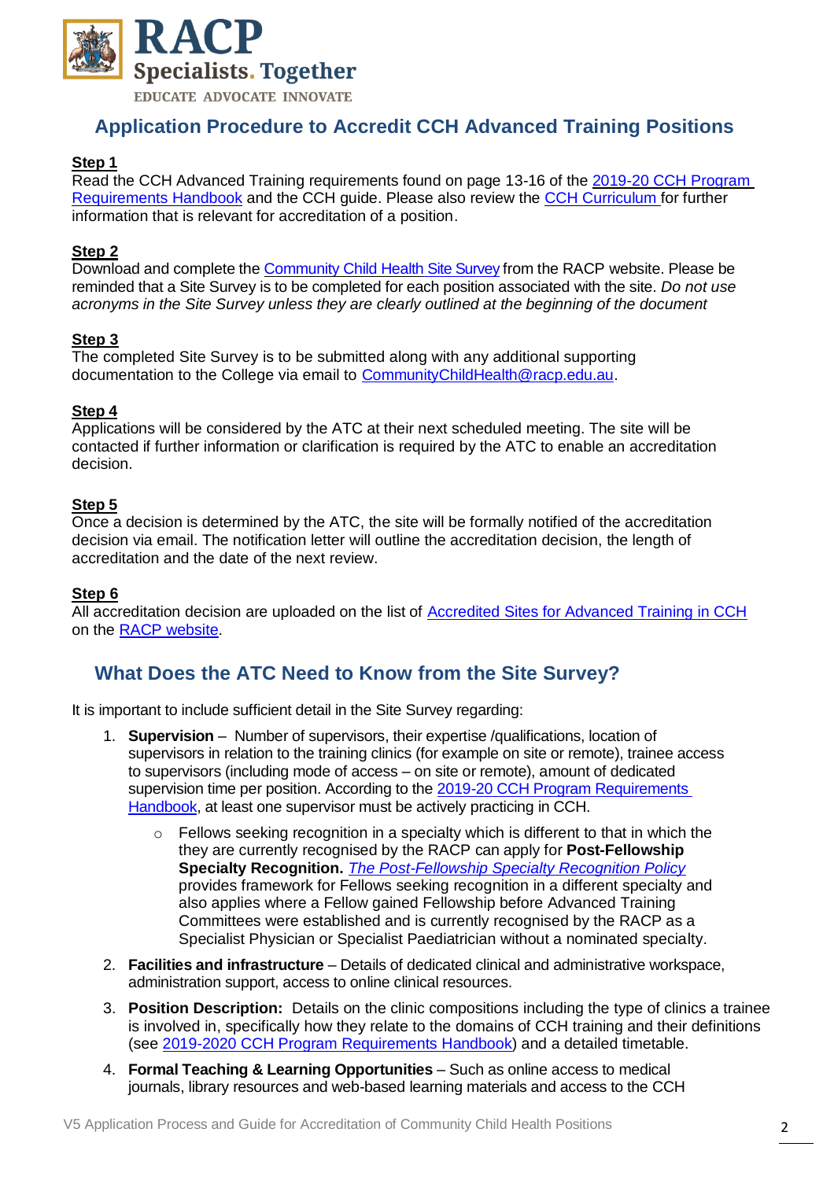# Application Procedure to Accredit CCH Advanced Training Positions

**Step 1**

Read the CCH Advanced Training requirements found on page 13-16 of the 2019-20 CCH Program Requirements Handbook and the CCH guide. Please also review the CCH Curriculum for further information that is relevant for accreditation of a position.

**Step 2**

Download and complete the Community Child Health Site Survey from the RACP website. Please be reminded that a Site Survey is to be completed for each position associated with the site. *Do not use acronyms in the Site Survey unless they are clearly outlined at the beginning of the document*

**Step 3**

The completed Site Survey is to be submitted along with any additional supporting documentation to the College via email to CommunityChildHealth@racp.edu.au.

**Step 4**

Applications will be considered by the ATC at their next scheduled meeting. The site will be contacted if further information or clarification is required by the ATC to enable an accreditation decision.

**Step 5**

Once a decision is determined by the ATC, the site will be formally notified of the accreditation decision via email. The notification letter will outline the accreditation decision, the length of accreditation and the date of the next review.

**Step 6**

All accreditation decision are uploaded on the list of Accredited Sites for Advanced Training in CCH on the RACP website.

## What Does the ATC Need to Know from the Site Survey?

It is important to include sufficient detail in the Site Survey regarding:

1. **Supervision** – Number of supervisors, their expertise /qualifications, location of supervisors in relation to the training clinics (for example on site or remote), trainee access to supervisors (including mode of access – on site or remote), amount of dedicated supervision time per position. According to the 2019-20 CCH Program Requirements Handbook, at least one supervisor must be actively practicing in CCH.
   - Fellows seeking recognition in a specialty which is different to that in which the they are currently recognised by the RACP can apply for **Post-Fellowship Specialty Recognition.** *The Post-Fellowship Specialty Recognition Policy* provides framework for Fellows seeking recognition in a different specialty and also applies where a Fellow gained Fellowship before Advanced Training Committees were established and is currently recognised by the RACP as a Specialist Physician or Specialist Paediatrician without a nominated specialty.
2. **Facilities and infrastructure** – Details of dedicated clinical and administrative workspace, administration support, access to online clinical resources.
3. **Position Description:** Details on the clinic compositions including the type of clinics a trainee is involved in, specifically how they relate to the domains of CCH training and their definitions (see 2019-2020 CCH Program Requirements Handbook) and a detailed timetable.
4. **Formal Teaching & Learning Opportunities** – Such as online access to medical journals, library resources and web-based learning materials and access to the CCH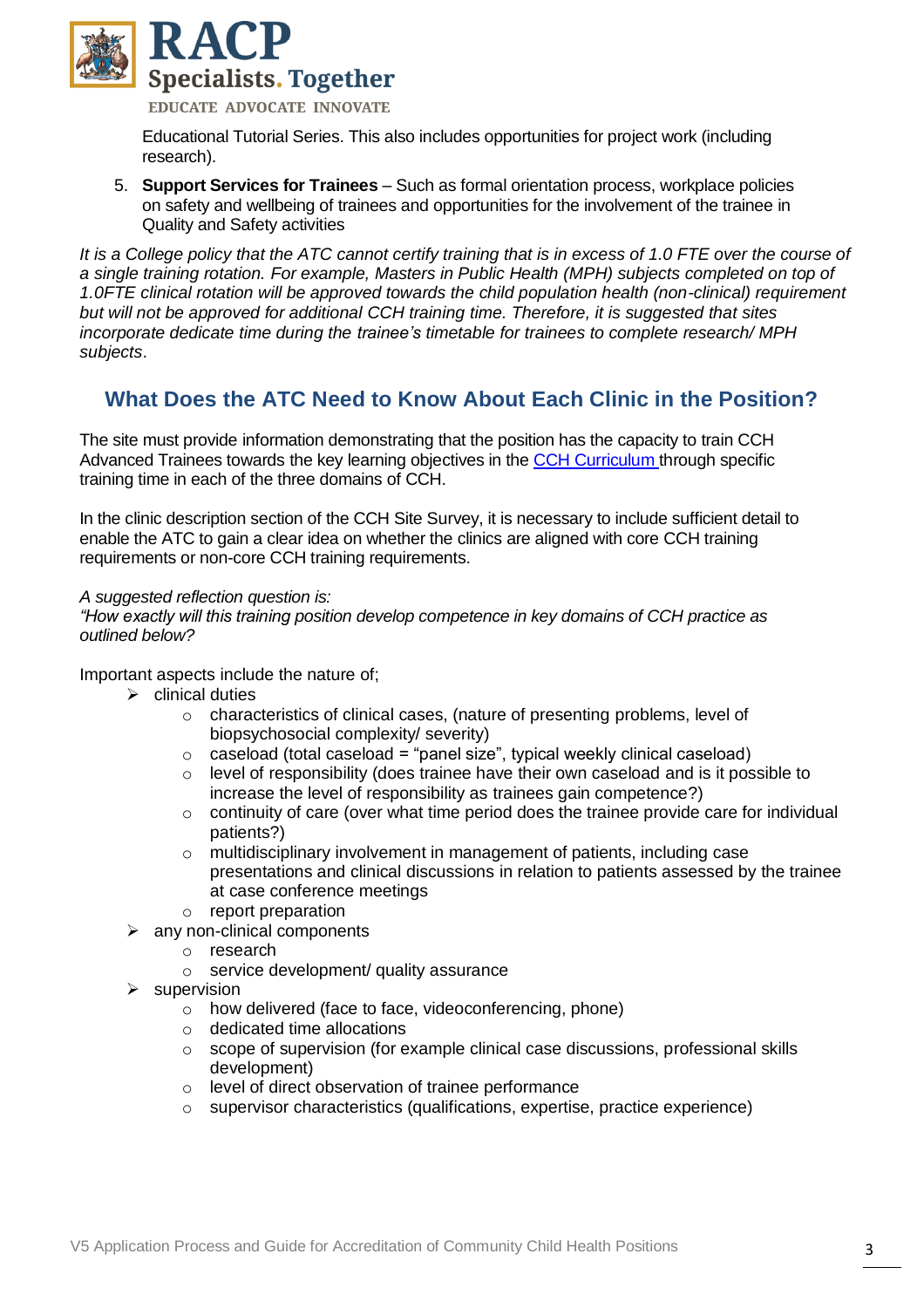Educational Tutorial Series. This also includes opportunities for project work (including research).

5. **Support Services for Trainees** – Such as formal orientation process, workplace policies on safety and wellbeing of trainees and opportunities for the involvement of the trainee in Quality and Safety activities

*It is a College policy that the ATC cannot certify training that is in excess of 1.0 FTE over the course of a single training rotation. For example, Masters in Public Health (MPH) subjects completed on top of 1.0FTE clinical rotation will be approved towards the child population health (non-clinical) requirement but will not be approved for additional CCH training time. Therefore, it is suggested that sites incorporate dedicate time during the trainee's timetable for trainees to complete research/ MPH subjects*.

## What Does the ATC Need to Know About Each Clinic in the Position?

The site must provide information demonstrating that the position has the capacity to train CCH Advanced Trainees towards the key learning objectives in the CCH Curriculum through specific training time in each of the three domains of CCH.

In the clinic description section of the CCH Site Survey, it is necessary to include sufficient detail to enable the ATC to gain a clear idea on whether the clinics are aligned with core CCH training requirements or non-core CCH training requirements.

*A suggested reflection question is:*
*"How exactly will this training position develop competence in key domains of CCH practice as outlined below?*

Important aspects include the nature of;

- clinical duties
  - characteristics of clinical cases, (nature of presenting problems, level of biopsychosocial complexity/ severity)
  - caseload (total caseload = "panel size", typical weekly clinical caseload)
  - level of responsibility (does trainee have their own caseload and is it possible to increase the level of responsibility as trainees gain competence?)
  - continuity of care (over what time period does the trainee provide care for individual patients?)
  - multidisciplinary involvement in management of patients, including case presentations and clinical discussions in relation to patients assessed by the trainee at case conference meetings
  - report preparation
- any non-clinical components
  - research
  - service development/ quality assurance
- supervision
  - how delivered (face to face, videoconferencing, phone)
  - dedicated time allocations
  - scope of supervision (for example clinical case discussions, professional skills development)
  - level of direct observation of trainee performance
  - supervisor characteristics (qualifications, expertise, practice experience)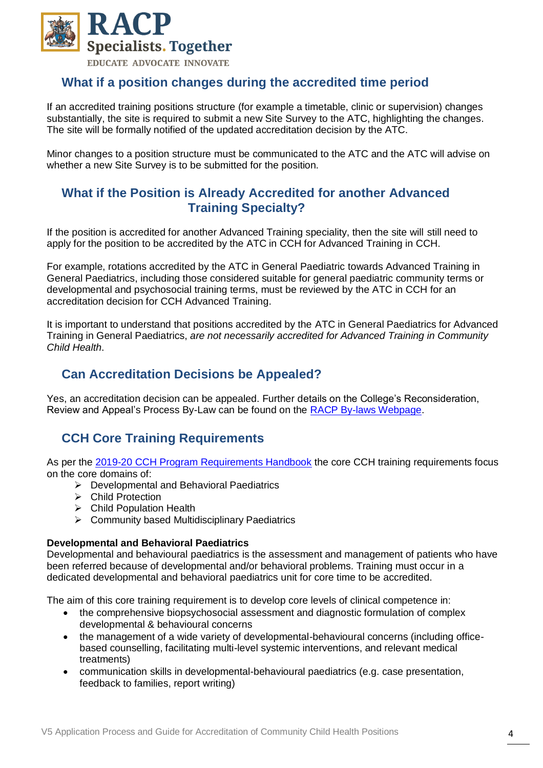## What if a position changes during the accredited time period

If an accredited training positions structure (for example a timetable, clinic or supervision) changes substantially, the site is required to submit a new Site Survey to the ATC, highlighting the changes. The site will be formally notified of the updated accreditation decision by the ATC.

Minor changes to a position structure must be communicated to the ATC and the ATC will advise on whether a new Site Survey is to be submitted for the position.

## What if the Position is Already Accredited for another Advanced Training Specialty?

If the position is accredited for another Advanced Training speciality, then the site will still need to apply for the position to be accredited by the ATC in CCH for Advanced Training in CCH.

For example, rotations accredited by the ATC in General Paediatric towards Advanced Training in General Paediatrics, including those considered suitable for general paediatric community terms or developmental and psychosocial training terms, must be reviewed by the ATC in CCH for an accreditation decision for CCH Advanced Training.

It is important to understand that positions accredited by the ATC in General Paediatrics for Advanced Training in General Paediatrics, *are not necessarily accredited for Advanced Training in Community Child Health*.

## Can Accreditation Decisions be Appealed?

Yes, an accreditation decision can be appealed. Further details on the College's Reconsideration, Review and Appeal's Process By-Law can be found on the [RACP By-laws Webpage](RACP By-laws Webpage).

## CCH Core Training Requirements

As per the [2019-20 CCH Program Requirements Handbook](2019-20 CCH Program Requirements Handbook) the core CCH training requirements focus on the core domains of:

- Developmental and Behavioral Paediatrics
- Child Protection
- Child Population Health
- Community based Multidisciplinary Paediatrics

**Developmental and Behavioral Paediatrics**
Developmental and behavioural paediatrics is the assessment and management of patients who have been referred because of developmental and/or behavioral problems. Training must occur in a dedicated developmental and behavioral paediatrics unit for core time to be accredited.

The aim of this core training requirement is to develop core levels of clinical competence in:

- the comprehensive biopsychosocial assessment and diagnostic formulation of complex developmental & behavioural concerns
- the management of a wide variety of developmental-behavioural concerns (including office-based counselling, facilitating multi-level systemic interventions, and relevant medical treatments)
- communication skills in developmental-behavioural paediatrics (e.g. case presentation, feedback to families, report writing)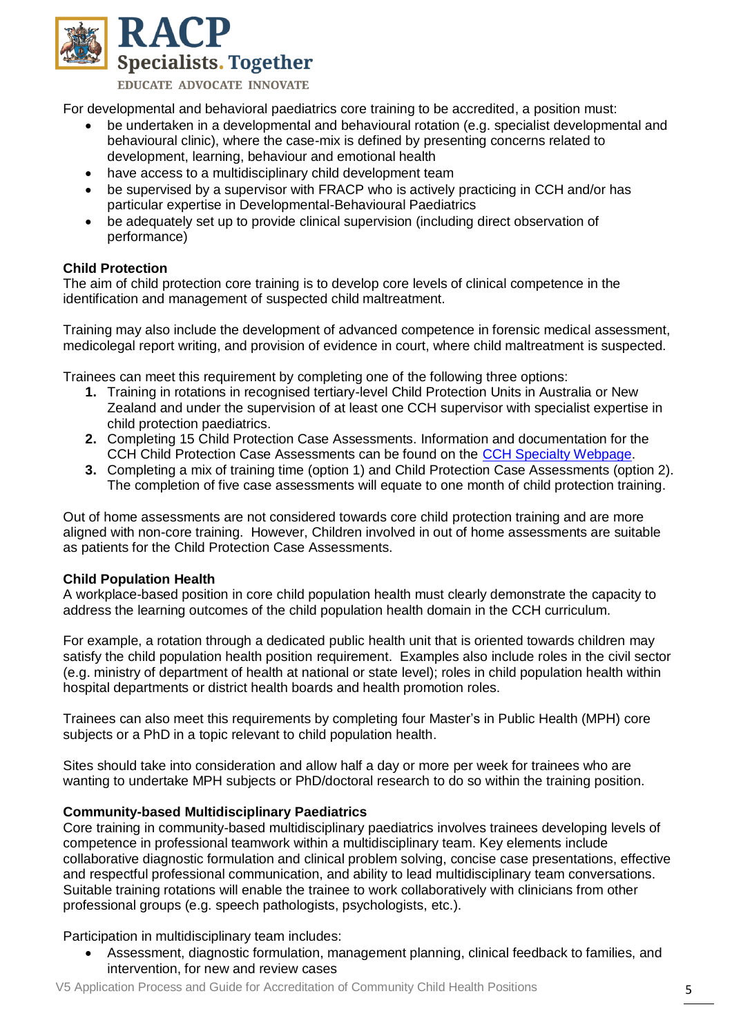For developmental and behavioral paediatrics core training to be accredited, a position must:

- be undertaken in a developmental and behavioural rotation (e.g. specialist developmental and behavioural clinic), where the case-mix is defined by presenting concerns related to development, learning, behaviour and emotional health
- have access to a multidisciplinary child development team
- be supervised by a supervisor with FRACP who is actively practicing in CCH and/or has particular expertise in Developmental-Behavioural Paediatrics
- be adequately set up to provide clinical supervision (including direct observation of performance)

**Child Protection**

The aim of child protection core training is to develop core levels of clinical competence in the identification and management of suspected child maltreatment.

Training may also include the development of advanced competence in forensic medical assessment, medicolegal report writing, and provision of evidence in court, where child maltreatment is suspected.

Trainees can meet this requirement by completing one of the following three options:

1. Training in rotations in recognised tertiary-level Child Protection Units in Australia or New Zealand and under the supervision of at least one CCH supervisor with specialist expertise in child protection paediatrics.
2. Completing 15 Child Protection Case Assessments. Information and documentation for the CCH Child Protection Case Assessments can be found on the [CCH Specialty Webpage](#).
3. Completing a mix of training time (option 1) and Child Protection Case Assessments (option 2). The completion of five case assessments will equate to one month of child protection training.

Out of home assessments are not considered towards core child protection training and are more aligned with non-core training. However, Children involved in out of home assessments are suitable as patients for the Child Protection Case Assessments.

**Child Population Health**

A workplace-based position in core child population health must clearly demonstrate the capacity to address the learning outcomes of the child population health domain in the CCH curriculum.

For example, a rotation through a dedicated public health unit that is oriented towards children may satisfy the child population health position requirement. Examples also include roles in the civil sector (e.g. ministry of department of health at national or state level); roles in child population health within hospital departments or district health boards and health promotion roles.

Trainees can also meet this requirements by completing four Master's in Public Health (MPH) core subjects or a PhD in a topic relevant to child population health.

Sites should take into consideration and allow half a day or more per week for trainees who are wanting to undertake MPH subjects or PhD/doctoral research to do so within the training position.

**Community-based Multidisciplinary Paediatrics**

Core training in community-based multidisciplinary paediatrics involves trainees developing levels of competence in professional teamwork within a multidisciplinary team. Key elements include collaborative diagnostic formulation and clinical problem solving, concise case presentations, effective and respectful professional communication, and ability to lead multidisciplinary team conversations. Suitable training rotations will enable the trainee to work collaboratively with clinicians from other professional groups (e.g. speech pathologists, psychologists, etc.).

Participation in multidisciplinary team includes:

- Assessment, diagnostic formulation, management planning, clinical feedback to families, and intervention, for new and review cases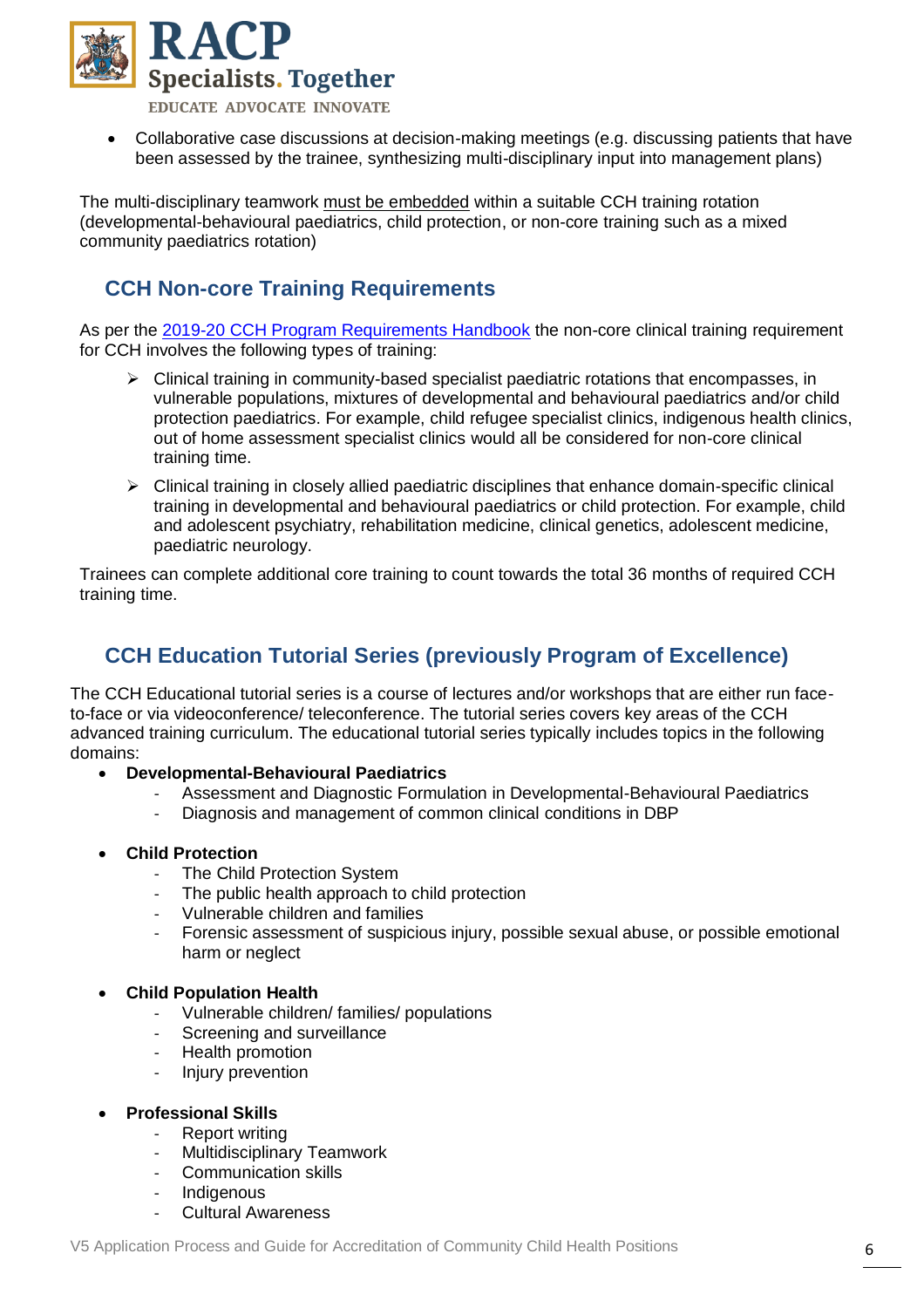- Collaborative case discussions at decision-making meetings (e.g. discussing patients that have been assessed by the trainee, synthesizing multi-disciplinary input into management plans)

The multi-disciplinary teamwork must be embedded within a suitable CCH training rotation (developmental-behavioural paediatrics, child protection, or non-core training such as a mixed community paediatrics rotation)

## CCH Non-core Training Requirements

As per the [2019-20 CCH Program Requirements Handbook]() the non-core clinical training requirement for CCH involves the following types of training:

- Clinical training in community-based specialist paediatric rotations that encompasses, in vulnerable populations, mixtures of developmental and behavioural paediatrics and/or child protection paediatrics. For example, child refugee specialist clinics, indigenous health clinics, out of home assessment specialist clinics would all be considered for non-core clinical training time.
- Clinical training in closely allied paediatric disciplines that enhance domain-specific clinical training in developmental and behavioural paediatrics or child protection. For example, child and adolescent psychiatry, rehabilitation medicine, clinical genetics, adolescent medicine, paediatric neurology.

Trainees can complete additional core training to count towards the total 36 months of required CCH training time.

## CCH Education Tutorial Series (previously Program of Excellence)

The CCH Educational tutorial series is a course of lectures and/or workshops that are either run face-to-face or via videoconference/ teleconference. The tutorial series covers key areas of the CCH advanced training curriculum. The educational tutorial series typically includes topics in the following domains:

- **Developmental-Behavioural Paediatrics**
  - Assessment and Diagnostic Formulation in Developmental-Behavioural Paediatrics
  - Diagnosis and management of common clinical conditions in DBP

- **Child Protection**
  - The Child Protection System
  - The public health approach to child protection
  - Vulnerable children and families
  - Forensic assessment of suspicious injury, possible sexual abuse, or possible emotional harm or neglect

- **Child Population Health**
  - Vulnerable children/ families/ populations
  - Screening and surveillance
  - Health promotion
  - Injury prevention

- **Professional Skills**
  - Report writing
  - Multidisciplinary Teamwork
  - Communication skills
  - Indigenous
  - Cultural Awareness